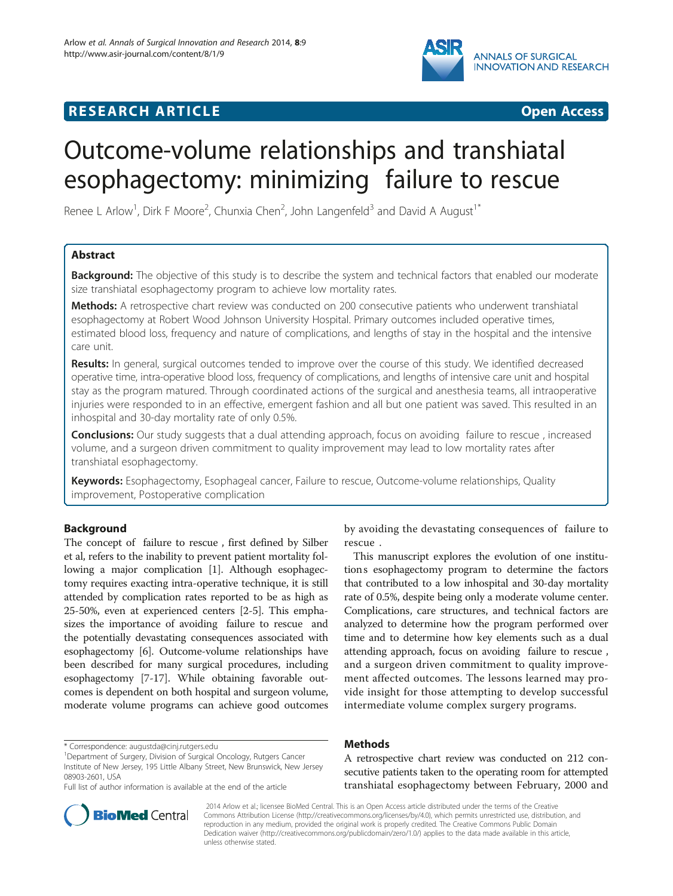RESEARCH ARTICLE Open Access

# Outcome-volume relationships and transhiatal esophagectomy: minimizing failure to rescue

Renee L Arlow[1], Dirk F Moore[2], Chunxia Chen[2], John Langenfeld[3] and David A August[1*]

## Abstract

**Background:** The objective of this study is to describe the system and technical factors that enabled our moderate size transhiatal esophagectomy program to achieve low mortality rates.

**Methods:** A retrospective chart review was conducted on 200 consecutive patients who underwent transhiatal esophagectomy at Robert Wood Johnson University Hospital. Primary outcomes included operative times, estimated blood loss, frequency and nature of complications, and lengths of stay in the hospital and the intensive care unit.

**Results:** In general, surgical outcomes tended to improve over the course of this study. We identified decreased operative time, intra-operative blood loss, frequency of complications, and lengths of intensive care unit and hospital stay as the program matured. Through coordinated actions of the surgical and anesthesia teams, all intraoperative injuries were responded to in an effective, emergent fashion and all but one patient was saved. This resulted in an inhospital and 30-day mortality rate of only 0.5%.

**Conclusions:** Our study suggests that a dual attending approach, focus on avoiding failure to rescue , increased volume, and a surgeon driven commitment to quality improvement may lead to low mortality rates after transhiatal esophagectomy.

**Keywords:** Esophagectomy, Esophageal cancer, Failure to rescue, Outcome-volume relationships, Quality improvement, Postoperative complication

## Background

The concept of failure to rescue , first defined by Silber et al, refers to the inability to prevent patient mortality following a major complication [1]. Although esophagectomy requires exacting intra-operative technique, it is still attended by complication rates reported to be as high as 25-50%, even at experienced centers [2-5]. This emphasizes the importance of avoiding failure to rescue and the potentially devastating consequences associated with esophagectomy [6]. Outcome-volume relationships have been described for many surgical procedures, including esophagectomy [7-17]. While obtaining favorable outcomes is dependent on both hospital and surgeon volume, moderate volume programs can achieve good outcomes by avoiding the devastating consequences of failure to rescue .

This manuscript explores the evolution of one institutions esophagectomy program to determine the factors that contributed to a low inhospital and 30-day mortality rate of 0.5%, despite being only a moderate volume center. Complications, care structures, and technical factors are analyzed to determine how the program performed over time and to determine how key elements such as a dual attending approach, focus on avoiding failure to rescue , and a surgeon driven commitment to quality improvement affected outcomes. The lessons learned may provide insight for those attempting to develop successful intermediate volume complex surgery programs.

## Methods

A retrospective chart review was conducted on 212 consecutive patients taken to the operating room for attempted transhiatal esophagectomy between February, 2000 and

\* Correspondence: augustda@cinj.rutgers.edu

[1]Department of Surgery, Division of Surgical Oncology, Rutgers Cancer Institute of New Jersey, 195 Little Albany Street, New Brunswick, New Jersey 08903-2601, USA

Full list of author information is available at the end of the article

2014 Arlow et al.; licensee BioMed Central. This is an Open Access article distributed under the terms of the Creative Commons Attribution License (http://creativecommons.org/licenses/by/4.0), which permits unrestricted use, distribution, and reproduction in any medium, provided the original work is properly credited. The Creative Commons Public Domain Dedication waiver (http://creativecommons.org/publicdomain/zero/1.0/) applies to the data made available in this article, unless otherwise stated.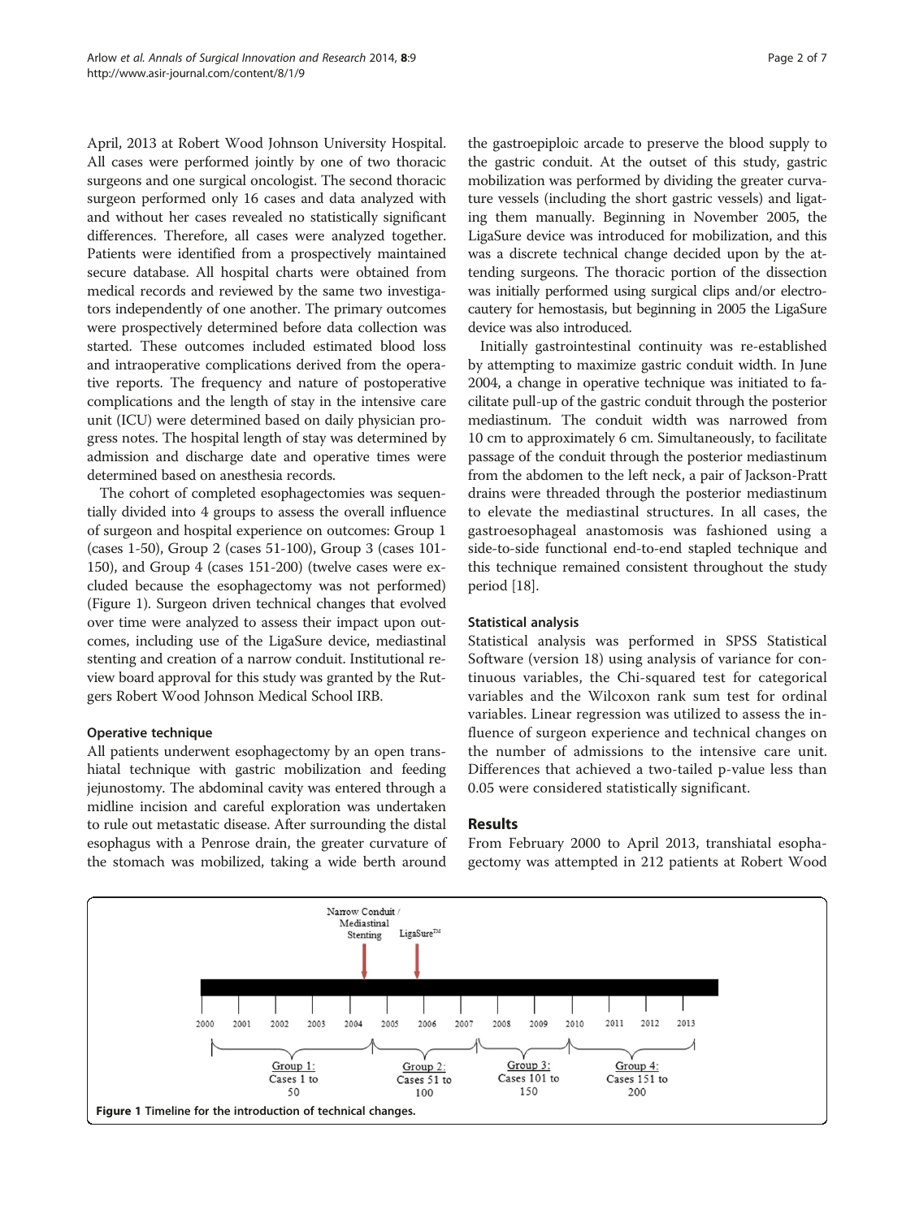April, 2013 at Robert Wood Johnson University Hospital. All cases were performed jointly by one of two thoracic surgeons and one surgical oncologist. The second thoracic surgeon performed only 16 cases and data analyzed with and without her cases revealed no statistically significant differences. Therefore, all cases were analyzed together. Patients were identified from a prospectively maintained secure database. All hospital charts were obtained from medical records and reviewed by the same two investigators independently of one another. The primary outcomes were prospectively determined before data collection was started. These outcomes included estimated blood loss and intraoperative complications derived from the operative reports. The frequency and nature of postoperative complications and the length of stay in the intensive care unit (ICU) were determined based on daily physician progress notes. The hospital length of stay was determined by admission and discharge date and operative times were determined based on anesthesia records.

The cohort of completed esophagectomies was sequentially divided into 4 groups to assess the overall influence of surgeon and hospital experience on outcomes: Group 1 (cases 1-50), Group 2 (cases 51-100), Group 3 (cases 101-150), and Group 4 (cases 151-200) (twelve cases were excluded because the esophagectomy was not performed) (Figure 1). Surgeon driven technical changes that evolved over time were analyzed to assess their impact upon outcomes, including use of the LigaSure device, mediastinal stenting and creation of a narrow conduit. Institutional review board approval for this study was granted by the Rutgers Robert Wood Johnson Medical School IRB.

### Operative technique

All patients underwent esophagectomy by an open transhiatal technique with gastric mobilization and feeding jejunostomy. The abdominal cavity was entered through a midline incision and careful exploration was undertaken to rule out metastatic disease. After surrounding the distal esophagus with a Penrose drain, the greater curvature of the stomach was mobilized, taking a wide berth around the gastroepiploic arcade to preserve the blood supply to the gastric conduit. At the outset of this study, gastric mobilization was performed by dividing the greater curvature vessels (including the short gastric vessels) and ligating them manually. Beginning in November 2005, the LigaSure device was introduced for mobilization, and this was a discrete technical change decided upon by the attending surgeons. The thoracic portion of the dissection was initially performed using surgical clips and/or electrocautery for hemostasis, but beginning in 2005 the LigaSure device was also introduced.

Initially gastrointestinal continuity was re-established by attempting to maximize gastric conduit width. In June 2004, a change in operative technique was initiated to facilitate pull-up of the gastric conduit through the posterior mediastinum. The conduit width was narrowed from 10 cm to approximately 6 cm. Simultaneously, to facilitate passage of the conduit through the posterior mediastinum from the abdomen to the left neck, a pair of Jackson-Pratt drains were threaded through the posterior mediastinum to elevate the mediastinal structures. In all cases, the gastroesophageal anastomosis was fashioned using a side-to-side functional end-to-end stapled technique and this technique remained consistent throughout the study period [18].

### Statistical analysis

Statistical analysis was performed in SPSS Statistical Software (version 18) using analysis of variance for continuous variables, the Chi-squared test for categorical variables and the Wilcoxon rank sum test for ordinal variables. Linear regression was utilized to assess the influence of surgeon experience and technical changes on the number of admissions to the intensive care unit. Differences that achieved a two-tailed p-value less than 0.05 were considered statistically significant.

## Results

From February 2000 to April 2013, transhiatal esophagectomy was attempted in 212 patients at Robert Wood

**Figure 1** Timeline for the introduction of technical changes.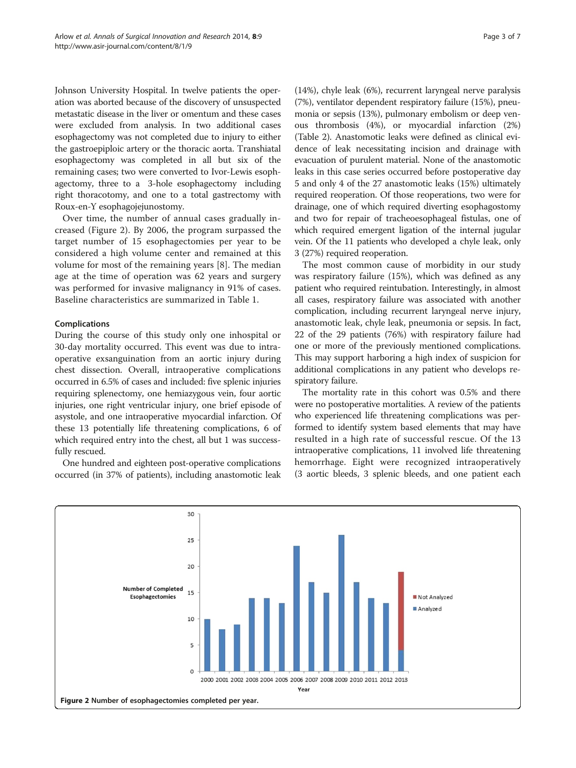Johnson University Hospital. In twelve patients the operation was aborted because of the discovery of unsuspected metastatic disease in the liver or omentum and these cases were excluded from analysis. In two additional cases esophagectomy was not completed due to injury to either the gastroepiploic artery or the thoracic aorta. Transhiatal esophagectomy was completed in all but six of the remaining cases; two were converted to Ivor-Lewis esophagectomy, three to a 3-hole esophagectomy including right thoracotomy, and one to a total gastrectomy with Roux-en-Y esophagojejunostomy.

Over time, the number of annual cases gradually increased (Figure 2). By 2006, the program surpassed the target number of 15 esophagectomies per year to be considered a high volume center and remained at this volume for most of the remaining years [8]. The median age at the time of operation was 62 years and surgery was performed for invasive malignancy in 91% of cases. Baseline characteristics are summarized in Table 1.

### Complications

During the course of this study only one inhospital or 30-day mortality occurred. This event was due to intraoperative exsanguination from an aortic injury during chest dissection. Overall, intraoperative complications occurred in 6.5% of cases and included: five splenic injuries requiring splenectomy, one hemiazygous vein, four aortic injuries, one right ventricular injury, one brief episode of asystole, and one intraoperative myocardial infarction. Of these 13 potentially life threatening complications, 6 of which required entry into the chest, all but 1 was successfully rescued.

One hundred and eighteen post-operative complications occurred (in 37% of patients), including anastomotic leak (14%), chyle leak (6%), recurrent laryngeal nerve paralysis (7%), ventilator dependent respiratory failure (15%), pneumonia or sepsis (13%), pulmonary embolism or deep venous thrombosis (4%), or myocardial infarction (2%) (Table 2). Anastomotic leaks were defined as clinical evidence of leak necessitating incision and drainage with evacuation of purulent material. None of the anastomotic leaks in this case series occurred before postoperative day 5 and only 4 of the 27 anastomotic leaks (15%) ultimately required reoperation. Of those reoperations, two were for drainage, one of which required diverting esophagostomy and two for repair of tracheoesophageal fistulas, one of which required emergent ligation of the internal jugular vein. Of the 11 patients who developed a chyle leak, only 3 (27%) required reoperation.

The most common cause of morbidity in our study was respiratory failure (15%), which was defined as any patient who required reintubation. Interestingly, in almost all cases, respiratory failure was associated with another complication, including recurrent laryngeal nerve injury, anastomotic leak, chyle leak, pneumonia or sepsis. In fact, 22 of the 29 patients (76%) with respiratory failure had one or more of the previously mentioned complications. This may support harboring a high index of suspicion for additional complications in any patient who develops respiratory failure.

The mortality rate in this cohort was 0.5% and there were no postoperative mortalities. A review of the patients who experienced life threatening complications was performed to identify system based elements that may have resulted in a high rate of successful rescue. Of the 13 intraoperative complications, 11 involved life threatening hemorrhage. Eight were recognized intraoperatively (3 aortic bleeds, 3 splenic bleeds, and one patient each

**Figure 2** Number of esophagectomies completed per year.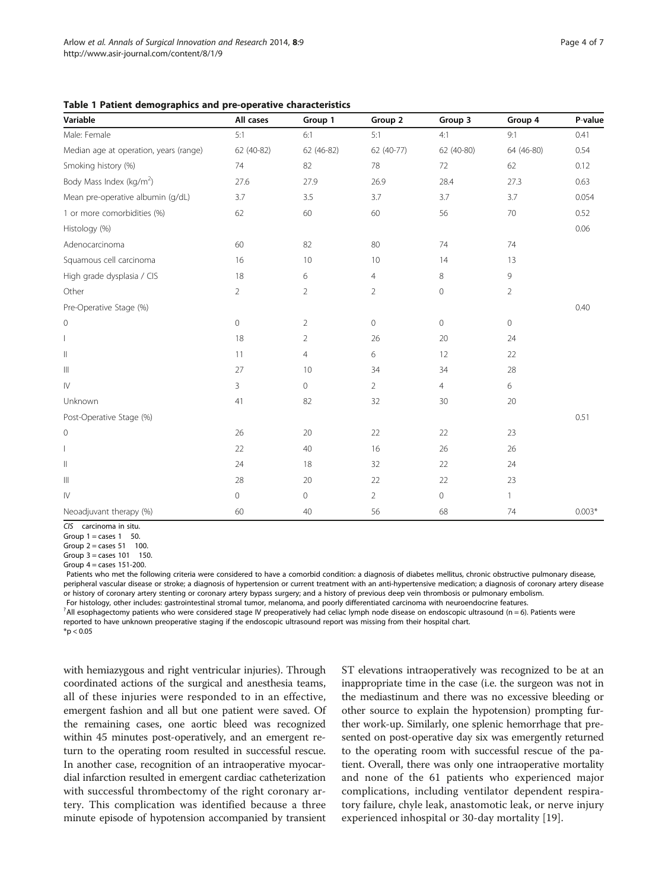**Table 1 Patient demographics and pre-operative characteristics**

| Variable | All cases | Group 1 | Group 2 | Group 3 | Group 4 | P-value |
|---|---|---|---|---|---|---|
| Male: Female | 5:1 | 6:1 | 5:1 | 4:1 | 9:1 | 0.41 |
| Median age at operation, years (range) | 62 (40-82) | 62 (46-82) | 62 (40-77) | 62 (40-80) | 64 (46-80) | 0.54 |
| Smoking history (%) | 74 | 82 | 78 | 72 | 62 | 0.12 |
| Body Mass Index (kg/m$^2$) | 27.6 | 27.9 | 26.9 | 28.4 | 27.3 | 0.63 |
| Mean pre-operative albumin (g/dL) | 3.7 | 3.5 | 3.7 | 3.7 | 3.7 | 0.054 |
| 1 or more comorbidities (%) | 62 | 60 | 60 | 56 | 70 | 0.52 |
| Histology (%) | | | | | | 0.06 |
| Adenocarcinoma | 60 | 82 | 80 | 74 | 74 | |
| Squamous cell carcinoma | 16 | 10 | 10 | 14 | 13 | |
| High grade dysplasia / CIS | 18 | 6 | 4 | 8 | 9 | |
| Other | 2 | 2 | 2 | 0 | 2 | |
| Pre-Operative Stage (%) | | | | | | 0.40 |
| 0 | 0 | 2 | 0 | 0 | 0 | |
| I | 18 | 2 | 26 | 20 | 24 | |
| II | 11 | 4 | 6 | 12 | 22 | |
| III | 27 | 10 | 34 | 34 | 28 | |
| IV | 3 | 0 | 2 | 4 | 6 | |
| Unknown | 41 | 82 | 32 | 30 | 20 | |
| Post-Operative Stage (%) | | | | | | 0.51 |
| 0 | 26 | 20 | 22 | 22 | 23 | |
| I | 22 | 40 | 16 | 26 | 26 | |
| II | 24 | 18 | 32 | 22 | 24 | |
| III | 28 | 20 | 22 | 22 | 23 | |
| IV | 0 | 0 | 2 | 0 | 1 | |
| Neoadjuvant therapy (%) | 60 | 40 | 56 | 68 | 74 | 0.003* |

CIS carcinoma in situ.
Group 1 = cases 1 50.
Group 2 = cases 51 100.
Group 3 = cases 101 150.
Group 4 = cases 151-200.
Patients who met the following criteria were considered to have a comorbid condition: a diagnosis of diabetes mellitus, chronic obstructive pulmonary disease, peripheral vascular disease or stroke; a diagnosis of hypertension or current treatment with an anti-hypertensive medication; a diagnosis of coronary artery disease or history of coronary artery stenting or coronary artery bypass surgery; and a history of previous deep vein thrombosis or pulmonary embolism.
For histology, other includes: gastrointestinal stromal tumor, melanoma, and poorly differentiated carcinoma with neuroendocrine features.
?All esophagectomy patients who were considered stage IV preoperatively had celiac lymph node disease on endoscopic ultrasound (n = 6). Patients were reported to have unknown preoperative staging if the endoscopic ultrasound report was missing from their hospital chart.
*$p < 0.05$

with hemiazygous and right ventricular injuries). Through coordinated actions of the surgical and anesthesia teams, all of these injuries were responded to in an effective, emergent fashion and all but one patient were saved. Of the remaining cases, one aortic bleed was recognized within 45 minutes post-operatively, and an emergent return to the operating room resulted in successful rescue. In another case, recognition of an intraoperative myocardial infarction resulted in emergent cardiac catheterization with successful thrombectomy of the right coronary artery. This complication was identified because a three minute episode of hypotension accompanied by transient ST elevations intraoperatively was recognized to be at an inappropriate time in the case (i.e. the surgeon was not in the mediastinum and there was no excessive bleeding or other source to explain the hypotension) prompting further work-up. Similarly, one splenic hemorrhage that presented on post-operative day six was emergently returned to the operating room with successful rescue of the patient. Overall, there was only one intraoperative mortality and none of the 61 patients who experienced major complications, including ventilator dependent respiratory failure, chyle leak, anastomotic leak, or nerve injury experienced inhospital or 30-day mortality [19].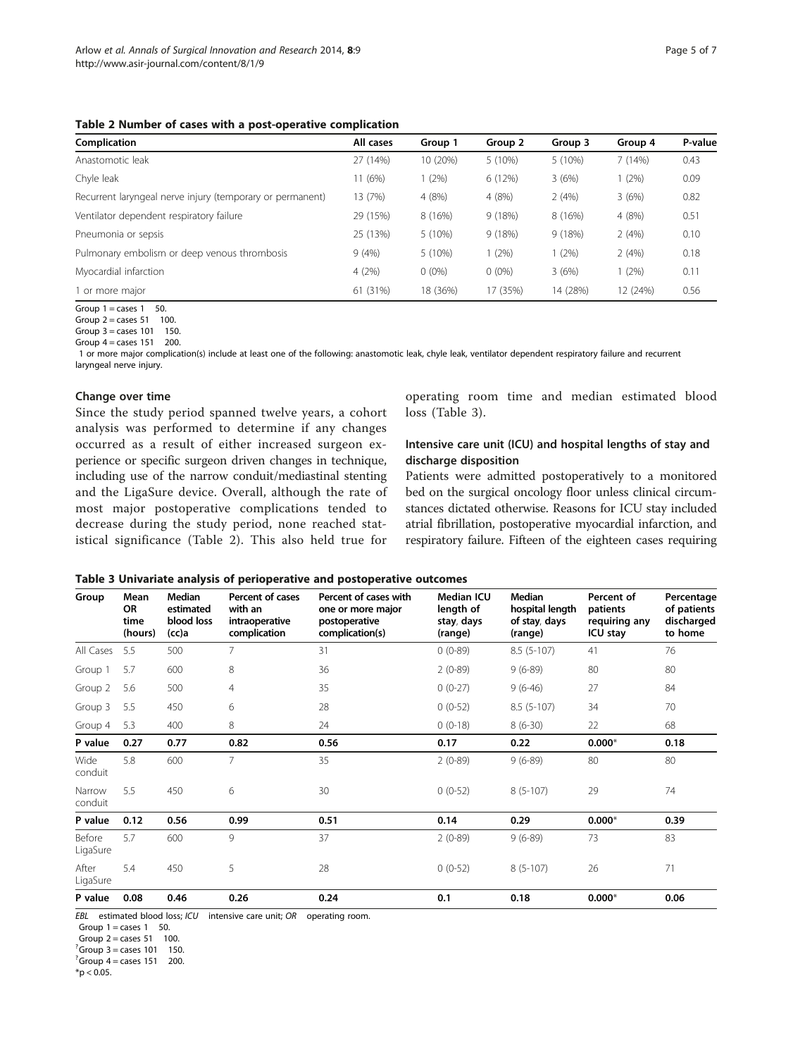**Table 2 Number of cases with a post-operative complication**

| Complication | All cases | Group 1 | Group 2 | Group 3 | Group 4 | P-value |
|---|---|---|---|---|---|---|
| Anastomotic leak | 27 (14%) | 10 (20%) | 5 (10%) | 5 (10%) | 7 (14%) | 0.43 |
| Chyle leak | 11 (6%) | 1 (2%) | 6 (12%) | 3 (6%) | 1 (2%) | 0.09 |
| Recurrent laryngeal nerve injury (temporary or permanent) | 13 (7%) | 4 (8%) | 4 (8%) | 2 (4%) | 3 (6%) | 0.82 |
| Ventilator dependent respiratory failure | 29 (15%) | 8 (16%) | 9 (18%) | 8 (16%) | 4 (8%) | 0.51 |
| Pneumonia or sepsis | 25 (13%) | 5 (10%) | 9 (18%) | 9 (18%) | 2 (4%) | 0.10 |
| Pulmonary embolism or deep venous thrombosis | 9 (4%) | 5 (10%) | 1 (2%) | 1 (2%) | 2 (4%) | 0.18 |
| Myocardial infarction | 4 (2%) | 0 (0%) | 0 (0%) | 3 (6%) | 1 (2%) | 0.11 |
| 1 or more major | 61 (31%) | 18 (36%) | 17 (35%) | 14 (28%) | 12 (24%) | 0.56 |

Group 1 = cases 1 50.
Group 2 = cases 51 100.
Group 3 = cases 101 150.
Group 4 = cases 151 200.
1 or more major complication(s) include at least one of the following: anastomotic leak, chyle leak, ventilator dependent respiratory failure and recurrent laryngeal nerve injury.

### Change over time

Since the study period spanned twelve years, a cohort analysis was performed to determine if any changes occurred as a result of either increased surgeon experience or specific surgeon driven changes in technique, including use of the narrow conduit/mediastinal stenting and the LigaSure device. Overall, although the rate of most major postoperative complications tended to decrease during the study period, none reached statistical significance (Table 2). This also held true for operating room time and median estimated blood loss (Table 3).

### Intensive care unit (ICU) and hospital lengths of stay and discharge disposition

Patients were admitted postoperatively to a monitored bed on the surgical oncology floor unless clinical circumstances dictated otherwise. Reasons for ICU stay included atrial fibrillation, postoperative myocardial infarction, and respiratory failure. Fifteen of the eighteen cases requiring

**Table 3 Univariate analysis of perioperative and postoperative outcomes**

| Group | Mean OR time (hours) | Median estimated blood loss (cc)a | Percent of cases with an intraoperative complication | Percent of cases with one or more major postoperative complication(s) | Median ICU length of stay, days (range) | Median hospital length of stay, days (range) | Percent of patients requiring any ICU stay | Percentage of patients discharged to home |
|---|---|---|---|---|---|---|---|---|
| All Cases | 5.5 | 500 | 7 | 31 | 0 (0-89) | 8.5 (5-107) | 41 | 76 |
| Group 1 | 5.7 | 600 | 8 | 36 | 2 (0-89) | 9 (6-89) | 80 | 80 |
| Group 2 | 5.6 | 500 | 4 | 35 | 0 (0-27) | 9 (6-46) | 27 | 84 |
| Group 3 | 5.5 | 450 | 6 | 28 | 0 (0-52) | 8.5 (5-107) | 34 | 70 |
| Group 4 | 5.3 | 400 | 8 | 24 | 0 (0-18) | 8 (6-30) | 22 | 68 |
| **P value** | **0.27** | **0.77** | **0.82** | **0.56** | **0.17** | **0.22** | **0.000*** | **0.18** |
| Wide conduit | 5.8 | 600 | 7 | 35 | 2 (0-89) | 9 (6-89) | 80 | 80 |
| Narrow conduit | 5.5 | 450 | 6 | 30 | 0 (0-52) | 8 (5-107) | 29 | 74 |
| **P value** | **0.12** | **0.56** | **0.99** | **0.51** | **0.14** | **0.29** | **0.000*** | **0.39** |
| Before LigaSure | 5.7 | 600 | 9 | 37 | 2 (0-89) | 9 (6-89) | 73 | 83 |
| After LigaSure | 5.4 | 450 | 5 | 28 | 0 (0-52) | 8 (5-107) | 26 | 71 |
| **P value** | **0.08** | **0.46** | **0.26** | **0.24** | **0.1** | **0.18** | **0.000*** | **0.06** |

*EBL* estimated blood loss; *ICU* intensive care unit; *OR* operating room.
Group 1 = cases 1 50.
Group 2 = cases 51 100.
?Group 3 = cases 101 150.
?Group 4 = cases 151 200.
*$p < 0.05$.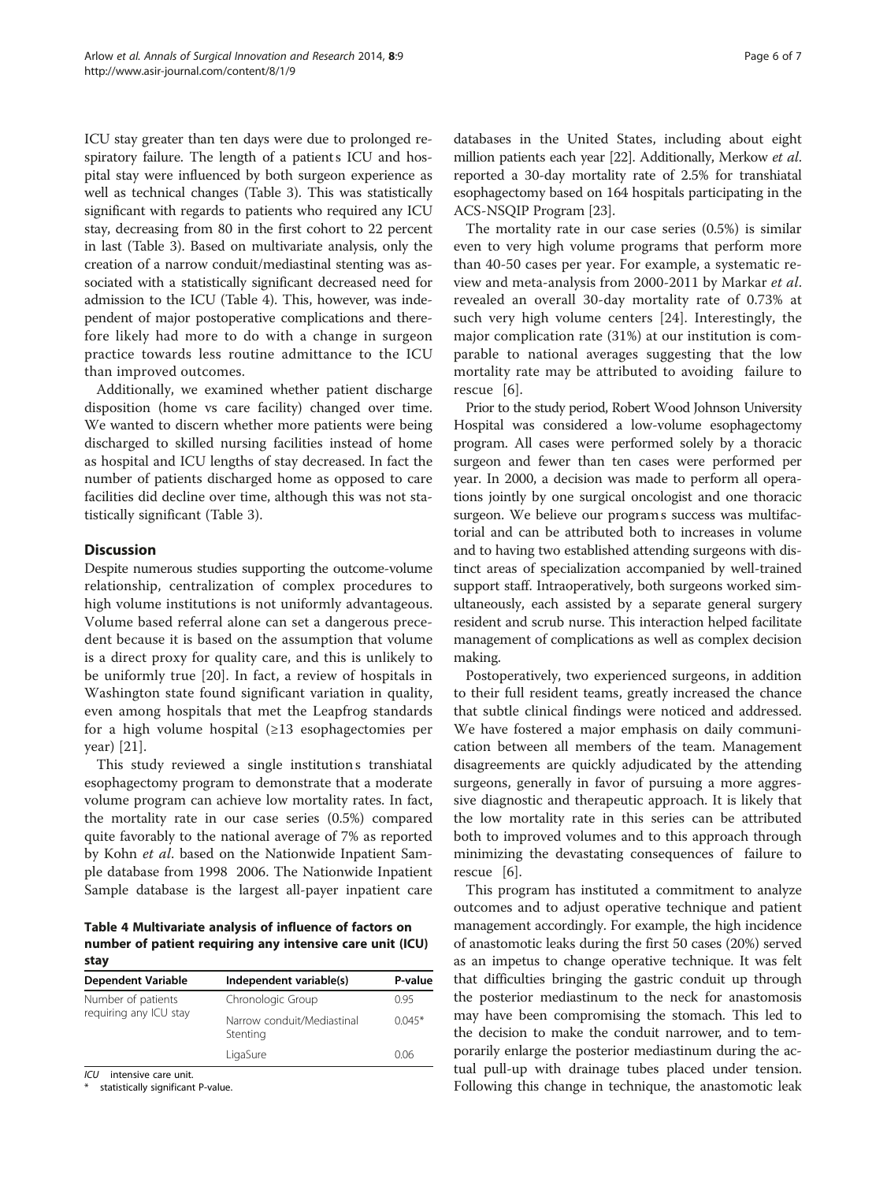ICU stay greater than ten days were due to prolonged respiratory failure. The length of a patients ICU and hospital stay were influenced by both surgeon experience as well as technical changes (Table 3). This was statistically significant with regards to patients who required any ICU stay, decreasing from 80 in the first cohort to 22 percent in last (Table 3). Based on multivariate analysis, only the creation of a narrow conduit/mediastinal stenting was associated with a statistically significant decreased need for admission to the ICU (Table 4). This, however, was independent of major postoperative complications and therefore likely had more to do with a change in surgeon practice towards less routine admittance to the ICU than improved outcomes.

Additionally, we examined whether patient discharge disposition (home vs care facility) changed over time. We wanted to discern whether more patients were being discharged to skilled nursing facilities instead of home as hospital and ICU lengths of stay decreased. In fact the number of patients discharged home as opposed to care facilities did decline over time, although this was not statistically significant (Table 3).

## Discussion

Despite numerous studies supporting the outcome-volume relationship, centralization of complex procedures to high volume institutions is not uniformly advantageous. Volume based referral alone can set a dangerous precedent because it is based on the assumption that volume is a direct proxy for quality care, and this is unlikely to be uniformly true [20]. In fact, a review of hospitals in Washington state found significant variation in quality, even among hospitals that met the Leapfrog standards for a high volume hospital (≥13 esophagectomies per year) [21].

This study reviewed a single institutions transhiatal esophagectomy program to demonstrate that a moderate volume program can achieve low mortality rates. In fact, the mortality rate in our case series (0.5%) compared quite favorably to the national average of 7% as reported by Kohn *et al*. based on the Nationwide Inpatient Sample database from 1998 2006. The Nationwide Inpatient Sample database is the largest all-payer inpatient care

**Table 4 Multivariate analysis of influence of factors on number of patient requiring any intensive care unit (ICU) stay**

| Dependent Variable | Independent variable(s) | P-value |
|---|---|---|
| Number of patients requiring any ICU stay | Chronologic Group | 0.95 |
| | Narrow conduit/Mediastinal Stenting | 0.045* |
| | LigaSure | 0.06 |

*ICU* intensive care unit.
* statistically significant P-value.

databases in the United States, including about eight million patients each year [22]. Additionally, Merkow *et al*. reported a 30-day mortality rate of 2.5% for transhiatal esophagectomy based on 164 hospitals participating in the ACS-NSQIP Program [23].

The mortality rate in our case series (0.5%) is similar even to very high volume programs that perform more than 40-50 cases per year. For example, a systematic review and meta-analysis from 2000-2011 by Markar *et al*. revealed an overall 30-day mortality rate of 0.73% at such very high volume centers [24]. Interestingly, the major complication rate (31%) at our institution is comparable to national averages suggesting that the low mortality rate may be attributed to avoiding failure to rescue [6].

Prior to the study period, Robert Wood Johnson University Hospital was considered a low-volume esophagectomy program. All cases were performed solely by a thoracic surgeon and fewer than ten cases were performed per year. In 2000, a decision was made to perform all operations jointly by one surgical oncologist and one thoracic surgeon. We believe our programs success was multifactorial and can be attributed both to increases in volume and to having two established attending surgeons with distinct areas of specialization accompanied by well-trained support staff. Intraoperatively, both surgeons worked simultaneously, each assisted by a separate general surgery resident and scrub nurse. This interaction helped facilitate management of complications as well as complex decision making.

Postoperatively, two experienced surgeons, in addition to their full resident teams, greatly increased the chance that subtle clinical findings were noticed and addressed. We have fostered a major emphasis on daily communication between all members of the team. Management disagreements are quickly adjudicated by the attending surgeons, generally in favor of pursuing a more aggressive diagnostic and therapeutic approach. It is likely that the low mortality rate in this series can be attributed both to improved volumes and to this approach through minimizing the devastating consequences of failure to rescue [6].

This program has instituted a commitment to analyze outcomes and to adjust operative technique and patient management accordingly. For example, the high incidence of anastomotic leaks during the first 50 cases (20%) served as an impetus to change operative technique. It was felt that difficulties bringing the gastric conduit up through the posterior mediastinum to the neck for anastomosis may have been compromising the stomach. This led to the decision to make the conduit narrower, and to temporarily enlarge the posterior mediastinum during the actual pull-up with drainage tubes placed under tension. Following this change in technique, the anastomotic leak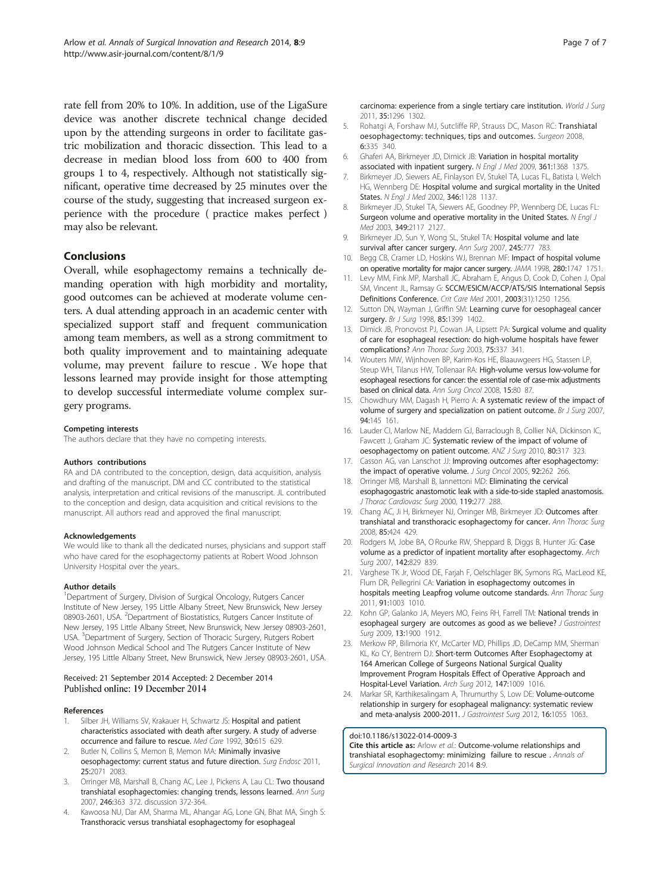rate fell from 20% to 10%. In addition, use of the LigaSure device was another discrete technical change decided upon by the attending surgeons in order to facilitate gastric mobilization and thoracic dissection. This lead to a decrease in median blood loss from 600 to 400 from groups 1 to 4, respectively. Although not statistically significant, operative time decreased by 25 minutes over the course of the study, suggesting that increased surgeon experience with the procedure ( practice makes perfect ) may also be relevant.

## Conclusions

Overall, while esophagectomy remains a technically demanding operation with high morbidity and mortality, good outcomes can be achieved at moderate volume centers. A dual attending approach in an academic center with specialized support staff and frequent communication among team members, as well as a strong commitment to both quality improvement and to maintaining adequate volume, may prevent failure to rescue . We hope that lessons learned may provide insight for those attempting to develop successful intermediate volume complex surgery programs.

#### Competing interests

The authors declare that they have no competing interests.

#### Authors contributions

RA and DA contributed to the conception, design, data acquisition, analysis and drafting of the manuscript. DM and CC contributed to the statistical analysis, interpretation and critical revisions of the manuscript. JL contributed to the conception and design, data acquisition and critical revisions to the manuscript. All authors read and approved the final manuscript.

#### Acknowledgements

We would like to thank all the dedicated nurses, physicians and support staff who have cared for the esophagectomy patients at Robert Wood Johnson University Hospital over the years.

#### Author details

[1]Department of Surgery, Division of Surgical Oncology, Rutgers Cancer Institute of New Jersey, 195 Little Albany Street, New Brunswick, New Jersey 08903-2601, USA. [2]Department of Biostatistics, Rutgers Cancer Institute of New Jersey, 195 Little Albany Street, New Brunswick, New Jersey 08903-2601, USA. [3]Department of Surgery, Section of Thoracic Surgery, Rutgers Robert Wood Johnson Medical School and The Rutgers Cancer Institute of New Jersey, 195 Little Albany Street, New Brunswick, New Jersey 08903-2601, USA.

Received: 21 September 2014 Accepted: 2 December 2014
Published online: 19 December 2014

#### References

1. Silber JH, Williams SV, Krakauer H, Schwartz JS: **Hospital and patient characteristics associated with death after surgery. A study of adverse occurrence and failure to rescue.** *Med Care* 1992, **30:**615 629.
2. Butler N, Collins S, Memon B, Memon MA: **Minimally invasive oesophagectomy: current status and future direction.** *Surg Endosc* 2011, **25:**2071 2083.
3. Orringer MB, Marshall B, Chang AC, Lee J, Pickens A, Lau CL: **Two thousand transhiatal esophagectomies: changing trends, lessons learned.** *Ann Surg* 2007, **246:**363 372. discussion 372-364.
4. Kawoosa NU, Dar AM, Sharma ML, Ahangar AG, Lone GN, Bhat MA, Singh S: **Transthoracic versus transhiatal esophagectomy for esophageal carcinoma: experience from a single tertiary care institution.** *World J Surg* 2011, **35:**1296 1302.
5. Rohatgi A, Forshaw MJ, Sutcliffe RP, Strauss DC, Mason RC: **Transhiatal oesophagectomy: techniques, tips and outcomes.** *Surgeon* 2008, **6:**335 340.
6. Ghaferi AA, Birkmeyer JD, Dimick JB: **Variation in hospital mortality associated with inpatient surgery.** *N Engl J Med* 2009, **361:**1368 1375.
7. Birkmeyer JD, Siewers AE, Finlayson EV, Stukel TA, Lucas FL, Batista I, Welch HG, Wennberg DE: **Hospital volume and surgical mortality in the United States.** *N Engl J Med* 2002, **346:**1128 1137.
8. Birkmeyer JD, Stukel TA, Siewers AE, Goodney PP, Wennberg DE, Lucas FL: **Surgeon volume and operative mortality in the United States.** *N Engl J Med* 2003, **349:**2117 2127.
9. Birkmeyer JD, Sun Y, Wong SL, Stukel TA: **Hospital volume and late survival after cancer surgery.** *Ann Surg* 2007, **245:**777 783.
10. Begg CB, Cramer LD, Hoskins WJ, Brennan MF: **Impact of hospital volume on operative mortality for major cancer surgery.** *JAMA* 1998, **280:**1747 1751.
11. Levy MM, Fink MP, Marshall JC, Abraham E, Angus D, Cook D, Cohen J, Opal SM, Vincent JL, Ramsay G: **SCCM/ESICM/ACCP/ATS/SIS International Sepsis Definitions Conference.** *Crit Care Med* 2001, **2003**(31):1250 1256.
12. Sutton DN, Wayman J, Griffin SM: **Learning curve for oesophageal cancer surgery.** *Br J Surg* 1998, **85:**1399 1402.
13. Dimick JB, Pronovost PJ, Cowan JA, Lipsett PA: **Surgical volume and quality of care for esophageal resection: do high-volume hospitals have fewer complications?** *Ann Thorac Surg* 2003, **75:**337 341.
14. Wouters MW, Wijnhoven BP, Karim-Kos HE, Blaauwgeers HG, Stassen LP, Steup WH, Tilanus HW, Tollenaar RA: **High-volume versus low-volume for esophageal resections for cancer: the essential role of case-mix adjustments based on clinical data.** *Ann Surg Oncol* 2008, **15:**80 87.
15. Chowdhury MM, Dagash H, Pierro A: **A systematic review of the impact of volume of surgery and specialization on patient outcome.** *Br J Surg* 2007, **94:**145 161.
16. Lauder CI, Marlow NE, Maddern GJ, Barraclough B, Collier NA, Dickinson IC, Fawcett J, Graham JC: **Systematic review of the impact of volume of oesophagectomy on patient outcome.** *ANZ J Surg* 2010, **80:**317 323.
17. Casson AG, van Lanschot JJ: **Improving outcomes after esophagectomy: the impact of operative volume.** *J Surg Oncol* 2005, **92:**262 266.
18. Orringer MB, Marshall B, Iannettoni MD: **Eliminating the cervical esophagogastric anastomotic leak with a side-to-side stapled anastomosis.** *J Thorac Cardiovasc Surg* 2000, **119:**277 288.
19. Chang AC, Ji H, Birkmeyer NJ, Orringer MB, Birkmeyer JD: **Outcomes after transhiatal and transthoracic esophagectomy for cancer.** *Ann Thorac Surg* 2008, **85:**424 429.
20. Rodgers M, Jobe BA, O Rourke RW, Sheppard B, Diggs B, Hunter JG: **Case volume as a predictor of inpatient mortality after esophagectomy.** *Arch Surg* 2007, **142:**829 839.
21. Varghese TK Jr, Wood DE, Farjah F, Oelschlager BK, Symons RG, MacLeod KE, Flum DR, Pellegrini CA: **Variation in esophagectomy outcomes in hospitals meeting Leapfrog volume outcome standards.** *Ann Thorac Surg* 2011, **91:**1003 1010.
22. Kohn GP, Galanko JA, Meyers MO, Feins RH, Farrell TM: **National trends in esophageal surgery are outcomes as good as we believe?** *J Gastrointest Surg* 2009, **13:**1900 1912.
23. Merkow RP, Bilimoria KY, McCarter MD, Phillips JD, DeCamp MM, Sherman KL, Ko CY, Bentrem DJ: **Short-term Outcomes After Esophagectomy at 164 American College of Surgeons National Surgical Quality Improvement Program Hospitals Effect of Operative Approach and Hospital-Level Variation.** *Arch Surg* 2012, **147:**1009 1016.
24. Markar SR, Karthikesalingam A, Thrumurthy S, Low DE: **Volume-outcome relationship in surgery for esophageal malignancy: systematic review and meta-analysis 2000-2011.** *J Gastrointest Surg* 2012, **16:**1055 1063.

doi:10.1186/s13022-014-0009-3
**Cite this article as:** Arlow *et al.*: Outcome-volume relationships and transhiatal esophagectomy: minimizing failure to rescue . *Annals of Surgical Innovation and Research* 2014 **8**:9.